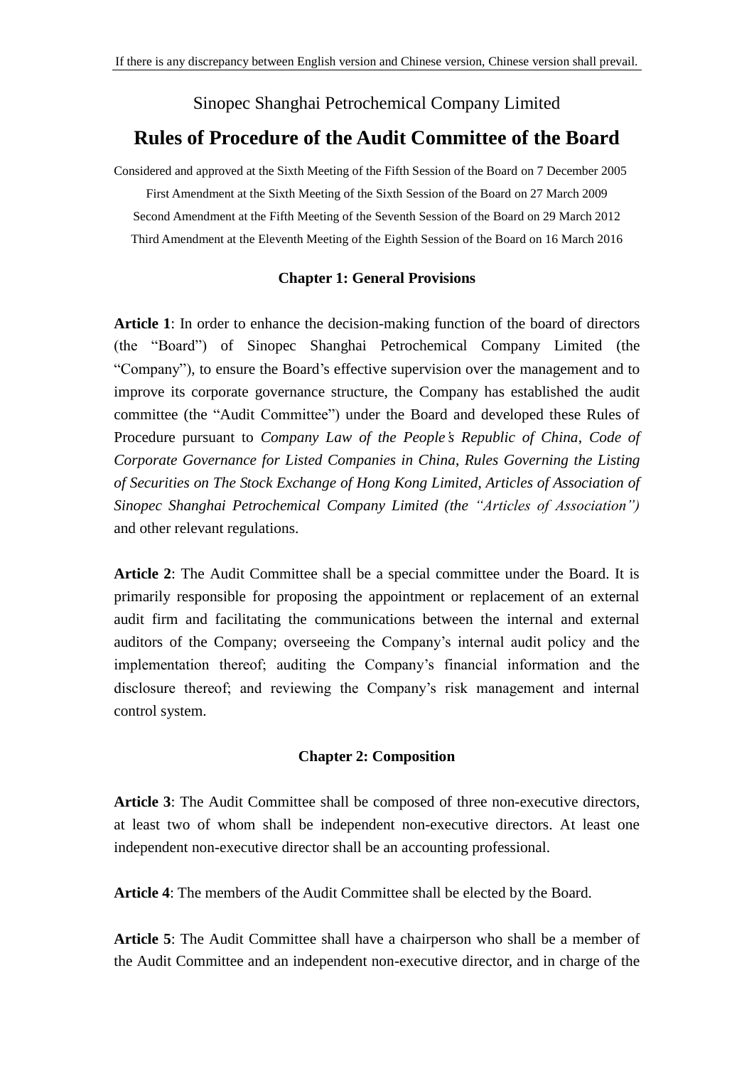If there is any discrepancy between English version and Chinese version, Chinese version shall prevail.

Sinopec Shanghai Petrochemical Company Limited

# Rules of Procedure of the Audit Committee of the Board

Considered and approved at the Sixth Meeting of the Fifth Session of the Board on 7 December 2005

First Amendment at the Sixth Meeting of the Sixth Session of the Board on 27 March 2009

Second Amendment at the Fifth Meeting of the Seventh Session of the Board on 29 March 2012

Third Amendment at the Eleventh Meeting of the Eighth Session of the Board on 16 March 2016

## Chapter 1: General Provisions

**Article 1**: In order to enhance the decision-making function of the board of directors (the "Board") of Sinopec Shanghai Petrochemical Company Limited (the "Company"), to ensure the Board's effective supervision over the management and to improve its corporate governance structure, the Company has established the audit committee (the "Audit Committee") under the Board and developed these Rules of Procedure pursuant to *Company Law of the People's Republic of China*, *Code of Corporate Governance for Listed Companies in China*, *Rules Governing the Listing of Securities on The Stock Exchange of Hong Kong Limited*, *Articles of Association of Sinopec Shanghai Petrochemical Company Limited (the "Articles of Association")* and other relevant regulations.

**Article 2**: The Audit Committee shall be a special committee under the Board. It is primarily responsible for proposing the appointment or replacement of an external audit firm and facilitating the communications between the internal and external auditors of the Company; overseeing the Company's internal audit policy and the implementation thereof; auditing the Company's financial information and the disclosure thereof; and reviewing the Company's risk management and internal control system.

## Chapter 2: Composition

**Article 3**: The Audit Committee shall be composed of three non-executive directors, at least two of whom shall be independent non-executive directors. At least one independent non-executive director shall be an accounting professional.

**Article 4**: The members of the Audit Committee shall be elected by the Board.

**Article 5**: The Audit Committee shall have a chairperson who shall be a member of the Audit Committee and an independent non-executive director, and in charge of the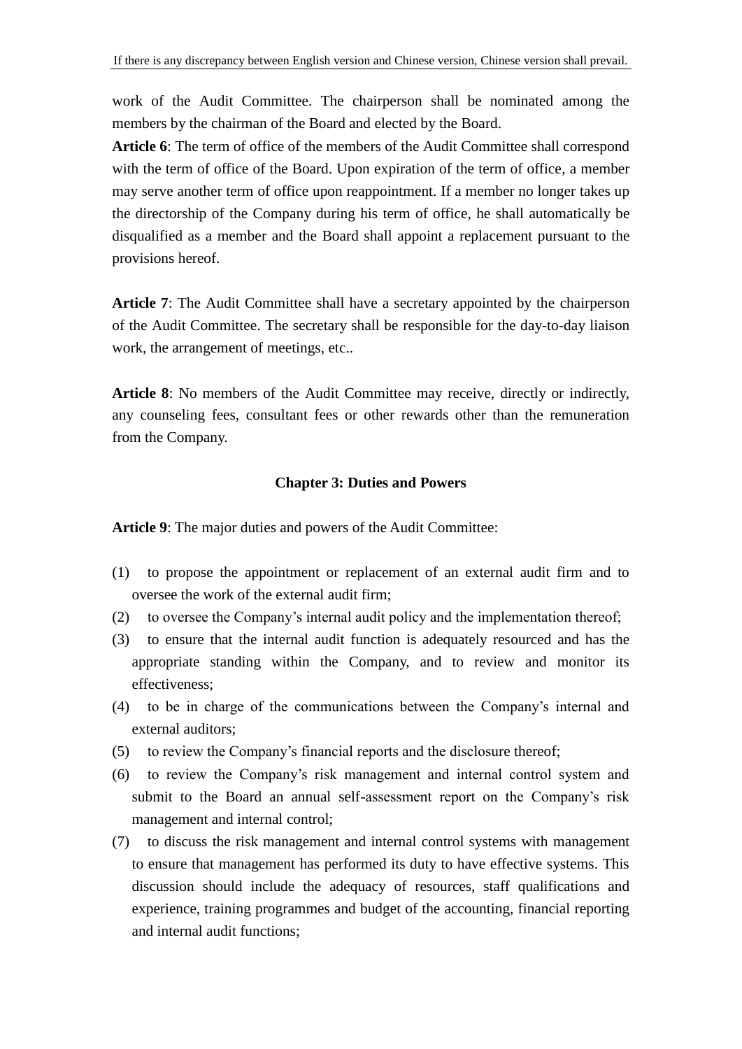work of the Audit Committee. The chairperson shall be nominated among the members by the chairman of the Board and elected by the Board.

**Article 6**: The term of office of the members of the Audit Committee shall correspond with the term of office of the Board. Upon expiration of the term of office, a member may serve another term of office upon reappointment. If a member no longer takes up the directorship of the Company during his term of office, he shall automatically be disqualified as a member and the Board shall appoint a replacement pursuant to the provisions hereof.

**Article 7**: The Audit Committee shall have a secretary appointed by the chairperson of the Audit Committee. The secretary shall be responsible for the day-to-day liaison work, the arrangement of meetings, etc..

**Article 8**: No members of the Audit Committee may receive, directly or indirectly, any counseling fees, consultant fees or other rewards other than the remuneration from the Company.

## Chapter 3: Duties and Powers

**Article 9**: The major duties and powers of the Audit Committee:

(1) to propose the appointment or replacement of an external audit firm and to oversee the work of the external audit firm;

(2) to oversee the Company's internal audit policy and the implementation thereof;

(3) to ensure that the internal audit function is adequately resourced and has the appropriate standing within the Company, and to review and monitor its effectiveness;

(4) to be in charge of the communications between the Company's internal and external auditors;

(5) to review the Company's financial reports and the disclosure thereof;

(6) to review the Company's risk management and internal control system and submit to the Board an annual self-assessment report on the Company's risk management and internal control;

(7) to discuss the risk management and internal control systems with management to ensure that management has performed its duty to have effective systems. This discussion should include the adequacy of resources, staff qualifications and experience, training programmes and budget of the accounting, financial reporting and internal audit functions;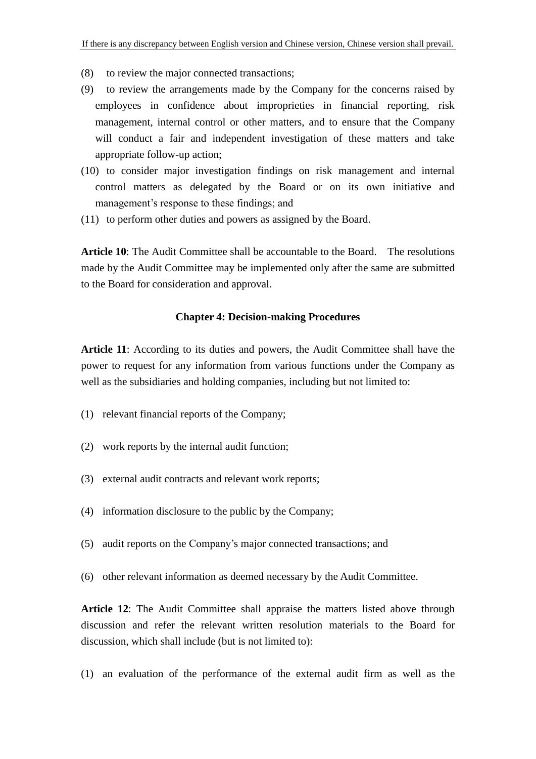(8) to review the major connected transactions;

(9) to review the arrangements made by the Company for the concerns raised by employees in confidence about improprieties in financial reporting, risk management, internal control or other matters, and to ensure that the Company will conduct a fair and independent investigation of these matters and take appropriate follow-up action;

(10) to consider major investigation findings on risk management and internal control matters as delegated by the Board or on its own initiative and management's response to these findings; and

(11) to perform other duties and powers as assigned by the Board.

**Article 10**: The Audit Committee shall be accountable to the Board. The resolutions made by the Audit Committee may be implemented only after the same are submitted to the Board for consideration and approval.

## Chapter 4: Decision-making Procedures

**Article 11**: According to its duties and powers, the Audit Committee shall have the power to request for any information from various functions under the Company as well as the subsidiaries and holding companies, including but not limited to:

(1) relevant financial reports of the Company;

(2) work reports by the internal audit function;

(3) external audit contracts and relevant work reports;

(4) information disclosure to the public by the Company;

(5) audit reports on the Company's major connected transactions; and

(6) other relevant information as deemed necessary by the Audit Committee.

**Article 12**: The Audit Committee shall appraise the matters listed above through discussion and refer the relevant written resolution materials to the Board for discussion, which shall include (but is not limited to):

(1) an evaluation of the performance of the external audit firm as well as the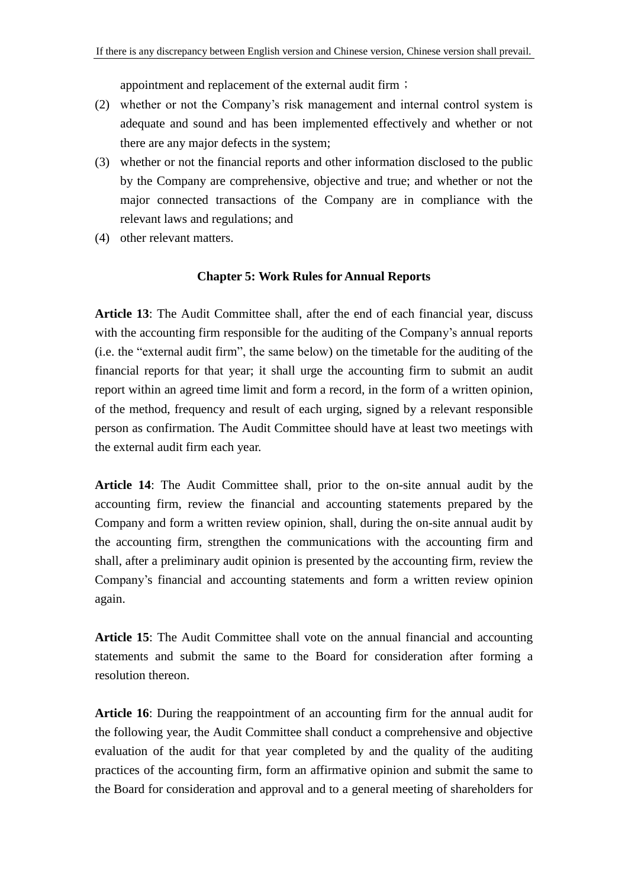appointment and replacement of the external audit firm；

(2) whether or not the Company's risk management and internal control system is adequate and sound and has been implemented effectively and whether or not there are any major defects in the system;

(3) whether or not the financial reports and other information disclosed to the public by the Company are comprehensive, objective and true; and whether or not the major connected transactions of the Company are in compliance with the relevant laws and regulations; and

(4) other relevant matters.

## Chapter 5: Work Rules for Annual Reports

**Article 13**: The Audit Committee shall, after the end of each financial year, discuss with the accounting firm responsible for the auditing of the Company's annual reports (i.e. the "external audit firm", the same below) on the timetable for the auditing of the financial reports for that year; it shall urge the accounting firm to submit an audit report within an agreed time limit and form a record, in the form of a written opinion, of the method, frequency and result of each urging, signed by a relevant responsible person as confirmation. The Audit Committee should have at least two meetings with the external audit firm each year.

**Article 14**: The Audit Committee shall, prior to the on-site annual audit by the accounting firm, review the financial and accounting statements prepared by the Company and form a written review opinion, shall, during the on-site annual audit by the accounting firm, strengthen the communications with the accounting firm and shall, after a preliminary audit opinion is presented by the accounting firm, review the Company's financial and accounting statements and form a written review opinion again.

**Article 15**: The Audit Committee shall vote on the annual financial and accounting statements and submit the same to the Board for consideration after forming a resolution thereon.

**Article 16**: During the reappointment of an accounting firm for the annual audit for the following year, the Audit Committee shall conduct a comprehensive and objective evaluation of the audit for that year completed by and the quality of the auditing practices of the accounting firm, form an affirmative opinion and submit the same to the Board for consideration and approval and to a general meeting of shareholders for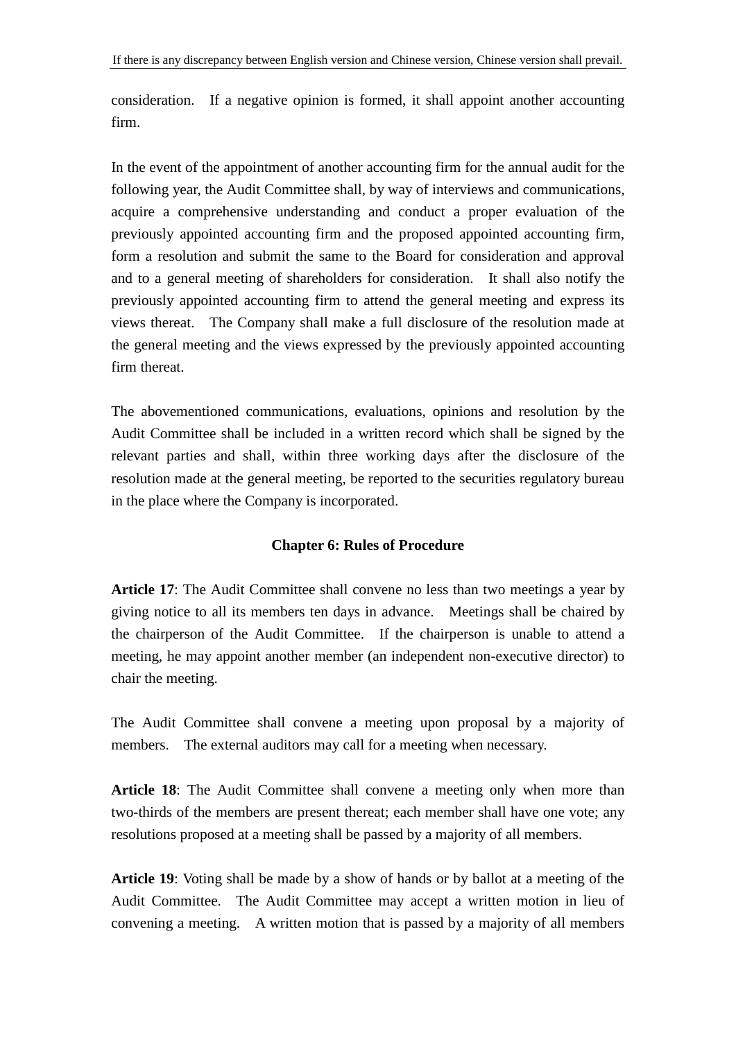consideration. If a negative opinion is formed, it shall appoint another accounting firm.

In the event of the appointment of another accounting firm for the annual audit for the following year, the Audit Committee shall, by way of interviews and communications, acquire a comprehensive understanding and conduct a proper evaluation of the previously appointed accounting firm and the proposed appointed accounting firm, form a resolution and submit the same to the Board for consideration and approval and to a general meeting of shareholders for consideration. It shall also notify the previously appointed accounting firm to attend the general meeting and express its views thereat. The Company shall make a full disclosure of the resolution made at the general meeting and the views expressed by the previously appointed accounting firm thereat.

The abovementioned communications, evaluations, opinions and resolution by the Audit Committee shall be included in a written record which shall be signed by the relevant parties and shall, within three working days after the disclosure of the resolution made at the general meeting, be reported to the securities regulatory bureau in the place where the Company is incorporated.

## Chapter 6: Rules of Procedure

**Article 17**: The Audit Committee shall convene no less than two meetings a year by giving notice to all its members ten days in advance. Meetings shall be chaired by the chairperson of the Audit Committee. If the chairperson is unable to attend a meeting, he may appoint another member (an independent non-executive director) to chair the meeting.

The Audit Committee shall convene a meeting upon proposal by a majority of members. The external auditors may call for a meeting when necessary.

**Article 18**: The Audit Committee shall convene a meeting only when more than two-thirds of the members are present thereat; each member shall have one vote; any resolutions proposed at a meeting shall be passed by a majority of all members.

**Article 19**: Voting shall be made by a show of hands or by ballot at a meeting of the Audit Committee. The Audit Committee may accept a written motion in lieu of convening a meeting. A written motion that is passed by a majority of all members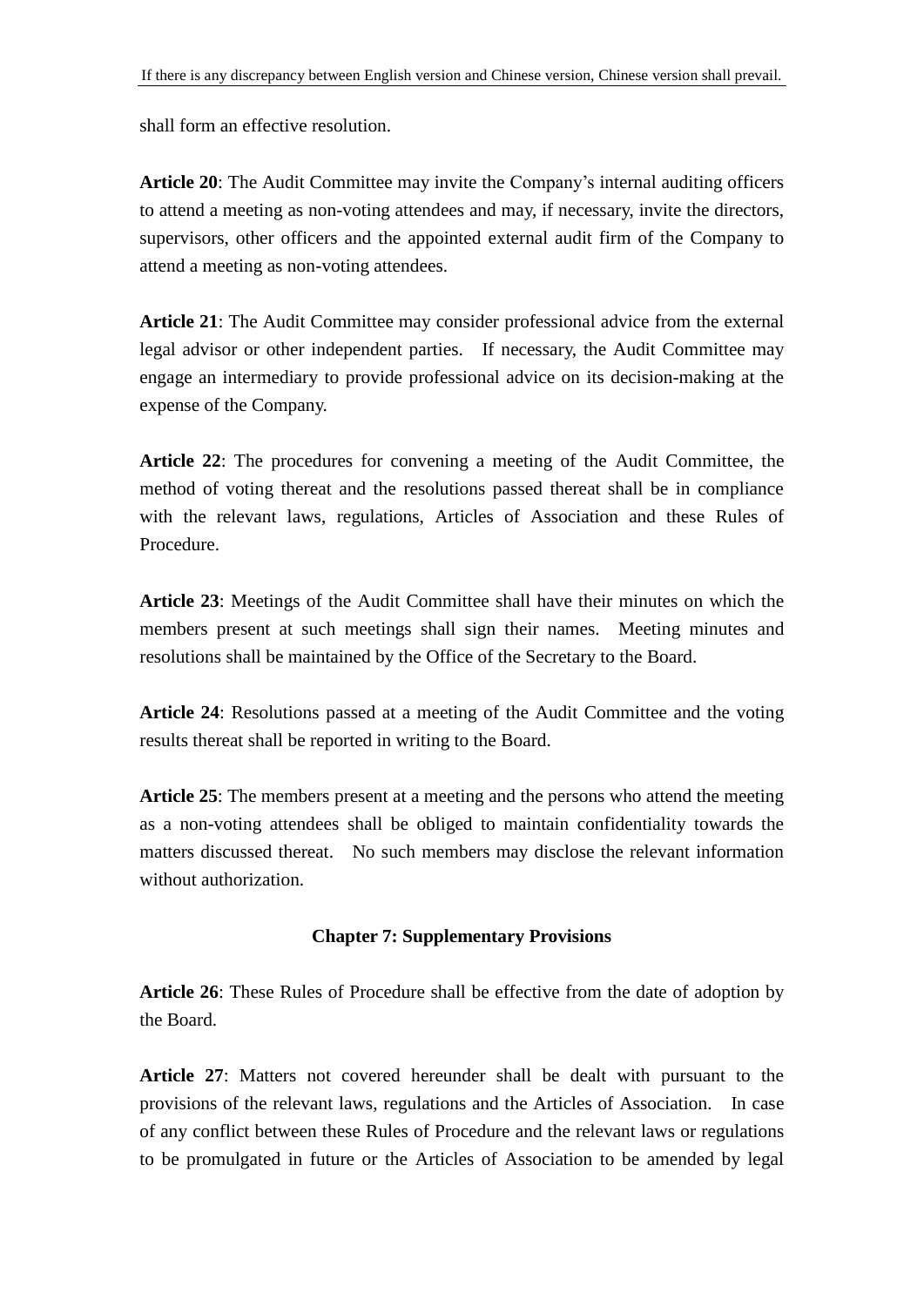shall form an effective resolution.

**Article 20**: The Audit Committee may invite the Company's internal auditing officers to attend a meeting as non-voting attendees and may, if necessary, invite the directors, supervisors, other officers and the appointed external audit firm of the Company to attend a meeting as non-voting attendees.

**Article 21**: The Audit Committee may consider professional advice from the external legal advisor or other independent parties. If necessary, the Audit Committee may engage an intermediary to provide professional advice on its decision-making at the expense of the Company.

**Article 22**: The procedures for convening a meeting of the Audit Committee, the method of voting thereat and the resolutions passed thereat shall be in compliance with the relevant laws, regulations, Articles of Association and these Rules of Procedure.

**Article 23**: Meetings of the Audit Committee shall have their minutes on which the members present at such meetings shall sign their names. Meeting minutes and resolutions shall be maintained by the Office of the Secretary to the Board.

**Article 24**: Resolutions passed at a meeting of the Audit Committee and the voting results thereat shall be reported in writing to the Board.

**Article 25**: The members present at a meeting and the persons who attend the meeting as a non-voting attendees shall be obliged to maintain confidentiality towards the matters discussed thereat. No such members may disclose the relevant information without authorization.

## Chapter 7: Supplementary Provisions

**Article 26**: These Rules of Procedure shall be effective from the date of adoption by the Board.

**Article 27**: Matters not covered hereunder shall be dealt with pursuant to the provisions of the relevant laws, regulations and the Articles of Association. In case of any conflict between these Rules of Procedure and the relevant laws or regulations to be promulgated in future or the Articles of Association to be amended by legal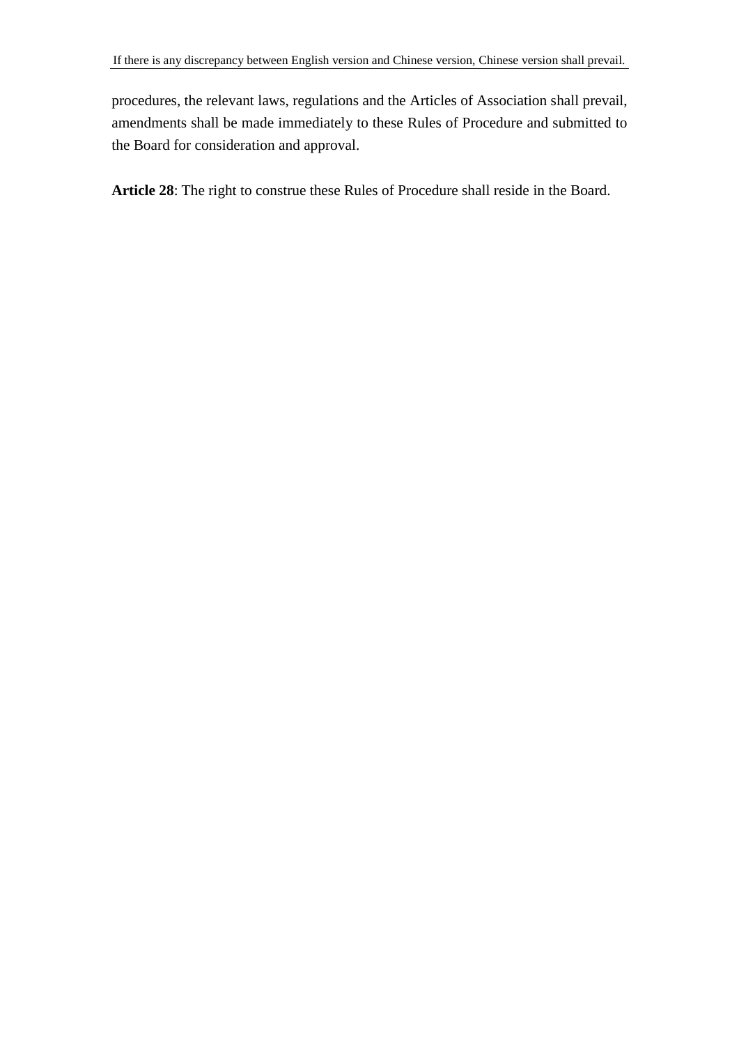procedures, the relevant laws, regulations and the Articles of Association shall prevail, amendments shall be made immediately to these Rules of Procedure and submitted to the Board for consideration and approval.

**Article 28**: The right to construe these Rules of Procedure shall reside in the Board.